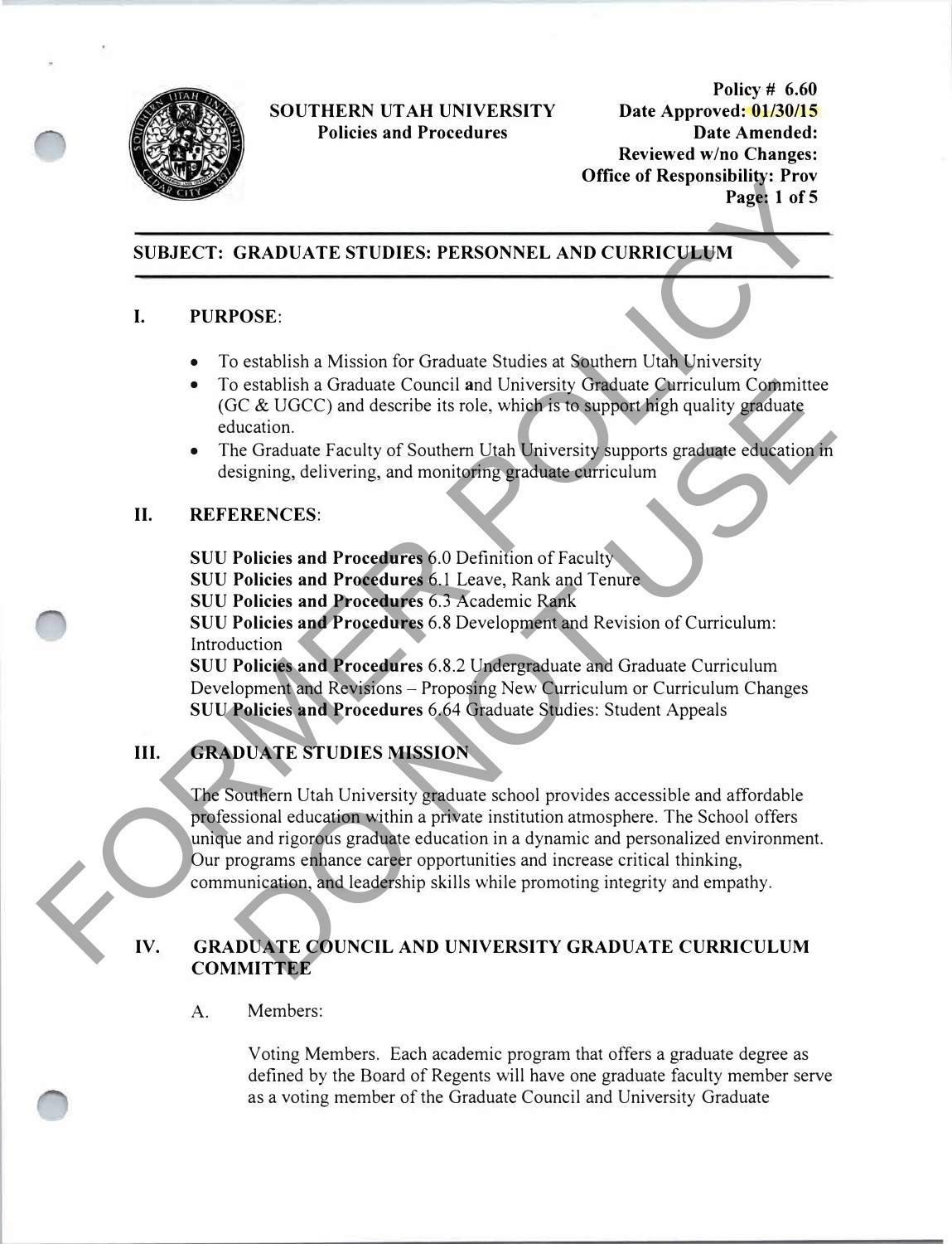**SOUTHERN UTAH UNIVERSITY**
**Policies and Procedures**

**Policy # 6.60**
**Date Approved: 01/30/15**
**Date Amended:**
**Reviewed w/no Changes:**
**Office of Responsibility: Prov**

FORMER POLICY DO NOT USE

## SUBJECT: GRADUATE STUDIES: PERSONNEL AND CURRICULUM

## I. PURPOSE:

- To establish a Mission for Graduate Studies at Southern Utah University
- To establish a Graduate Council and University Graduate Curriculum Committee (GC & UGCC) and describe its role, which is to support high quality graduate education.
- The Graduate Faculty of Southern Utah University supports graduate education in designing, delivering, and monitoring graduate curriculum

## II. REFERENCES:

**SUU Policies and Procedures** 6.0 Definition of Faculty
**SUU Policies and Procedures** 6.1 Leave, Rank and Tenure
**SUU Policies and Procedures** 6.3 Academic Rank
**SUU Policies and Procedures** 6.8 Development and Revision of Curriculum: Introduction
**SUU Policies and Procedures** 6.8.2 Undergraduate and Graduate Curriculum Development and Revisions – Proposing New Curriculum or Curriculum Changes
**SUU Policies and Procedures** 6.64 Graduate Studies: Student Appeals

## III. GRADUATE STUDIES MISSION

The Southern Utah University graduate school provides accessible and affordable professional education within a private institution atmosphere. The School offers unique and rigorous graduate education in a dynamic and personalized environment. Our programs enhance career opportunities and increase critical thinking, communication, and leadership skills while promoting integrity and empathy.

## IV. GRADUATE COUNCIL AND UNIVERSITY GRADUATE CURRICULUM COMMITTEE

A. Members:

Voting Members. Each academic program that offers a graduate degree as defined by the Board of Regents will have one graduate faculty member serve as a voting member of the Graduate Council and University Graduate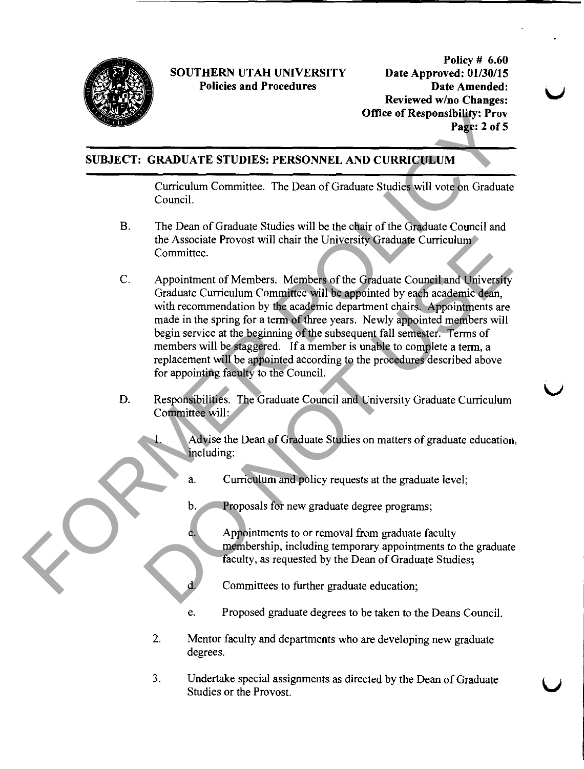Curriculum Committee. The Dean of Graduate Studies will vote on Graduate Council.

B. The Dean of Graduate Studies will be the chair of the Graduate Council and the Associate Provost will chair the University Graduate Curriculum Committee.

C. Appointment of Members. Members of the Graduate Council and University Graduate Curriculum Committee will be appointed by each academic dean, with recommendation by the academic department chairs. Appointments are made in the spring for a term of three years. Newly appointed members will begin service at the beginning of the subsequent fall semester. Terms of members will be staggered. If a member is unable to complete a term, a replacement will be appointed according to the procedures described above for appointing faculty to the Council.

D. Responsibilities. The Graduate Council and University Graduate Curriculum Committee will:

   1. Advise the Dean of Graduate Studies on matters of graduate education, including:

      a. Curriculum and policy requests at the graduate level;

      b. Proposals for new graduate degree programs;

      c. Appointments to or removal from graduate faculty membership, including temporary appointments to the graduate faculty, as requested by the Dean of Graduate Studies;

      d. Committees to further graduate education;

      e. Proposed graduate degrees to be taken to the Deans Council.

   2. Mentor faculty and departments who are developing new graduate degrees.

   3. Undertake special assignments as directed by the Dean of Graduate Studies or the Provost.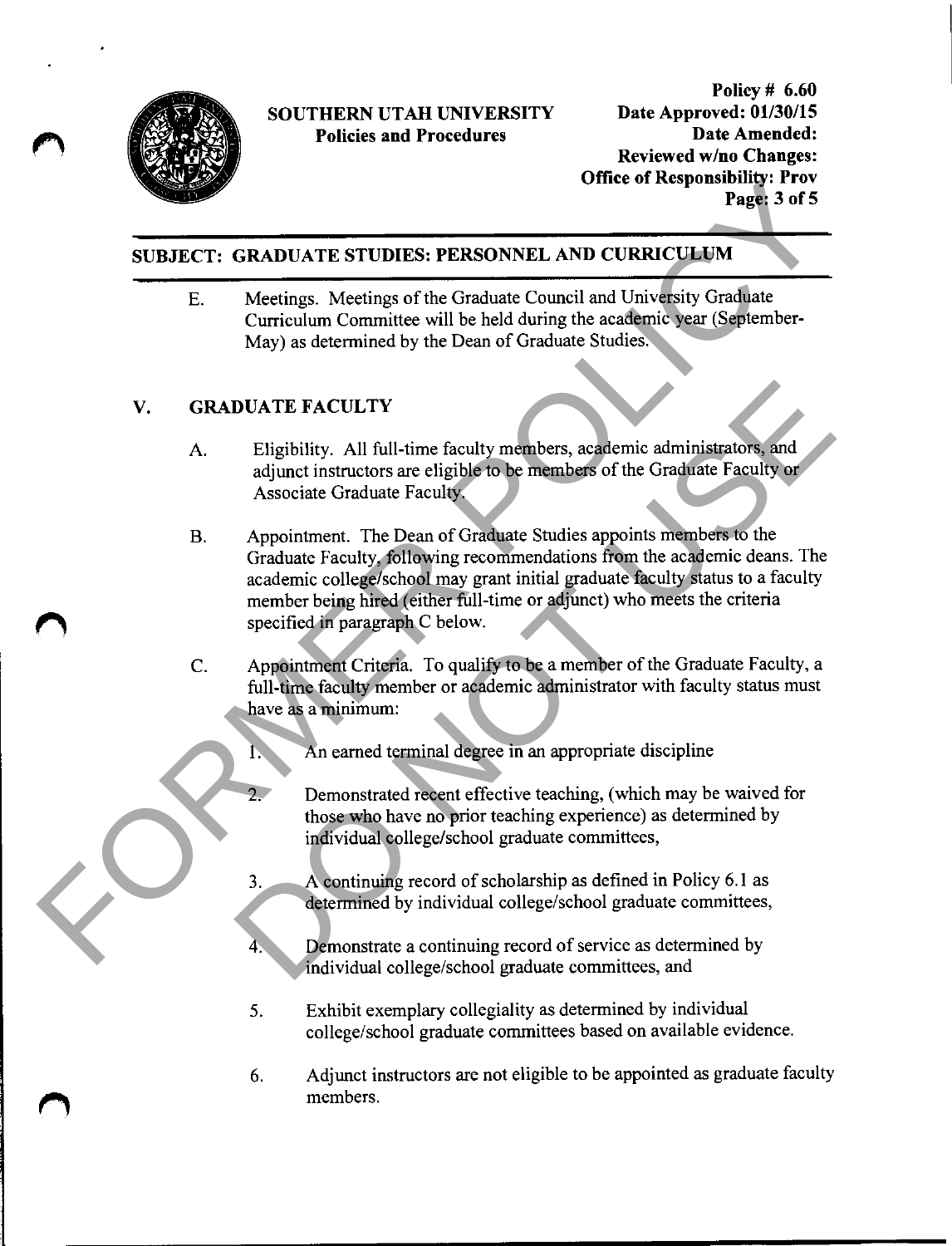**SUBJECT: GRADUATE STUDIES: PERSONNEL AND CURRICULUM**

E. Meetings. Meetings of the Graduate Council and University Graduate Curriculum Committee will be held during the academic year (September-May) as determined by the Dean of Graduate Studies.

## V. GRADUATE FACULTY

A. Eligibility. All full-time faculty members, academic administrators, and adjunct instructors are eligible to be members of the Graduate Faculty or Associate Graduate Faculty.

B. Appointment. The Dean of Graduate Studies appoints members to the Graduate Faculty, following recommendations from the academic deans. The academic college/school may grant initial graduate faculty status to a faculty member being hired (either full-time or adjunct) who meets the criteria specified in paragraph C below.

C. Appointment Criteria. To qualify to be a member of the Graduate Faculty, a full-time faculty member or academic administrator with faculty status must have as a minimum:

1. An earned terminal degree in an appropriate discipline
2. Demonstrated recent effective teaching, (which may be waived for those who have no prior teaching experience) as determined by individual college/school graduate committees,
3. A continuing record of scholarship as defined in Policy 6.1 as determined by individual college/school graduate committees,
4. Demonstrate a continuing record of service as determined by individual college/school graduate committees, and
5. Exhibit exemplary collegiality as determined by individual college/school graduate committees based on available evidence.
6. Adjunct instructors are not eligible to be appointed as graduate faculty members.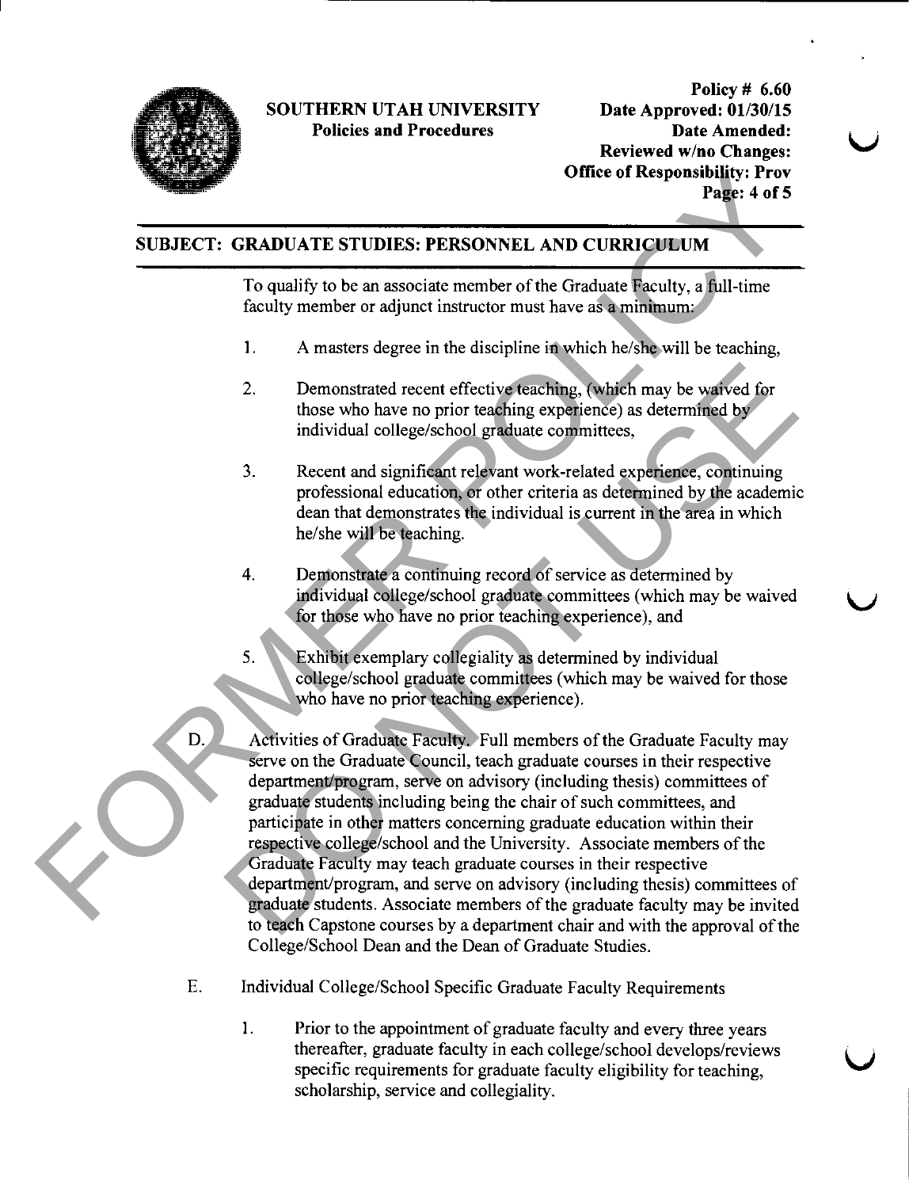To qualify to be an associate member of the Graduate Faculty, a full-time faculty member or adjunct instructor must have as a minimum:

1. A masters degree in the discipline in which he/she will be teaching,

2. Demonstrated recent effective teaching, (which may be waived for those who have no prior teaching experience) as determined by individual college/school graduate committees,

3. Recent and significant relevant work-related experience, continuing professional education, or other criteria as determined by the academic dean that demonstrates the individual is current in the area in which he/she will be teaching.

4. Demonstrate a continuing record of service as determined by individual college/school graduate committees (which may be waived for those who have no prior teaching experience), and

5. Exhibit exemplary collegiality as determined by individual college/school graduate committees (which may be waived for those who have no prior teaching experience).

D. Activities of Graduate Faculty. Full members of the Graduate Faculty may serve on the Graduate Council, teach graduate courses in their respective department/program, serve on advisory (including thesis) committees of graduate students including being the chair of such committees, and participate in other matters concerning graduate education within their respective college/school and the University. Associate members of the Graduate Faculty may teach graduate courses in their respective department/program, and serve on advisory (including thesis) committees of graduate students. Associate members of the graduate faculty may be invited to teach Capstone courses by a department chair and with the approval of the College/School Dean and the Dean of Graduate Studies.

E. Individual College/School Specific Graduate Faculty Requirements

1. Prior to the appointment of graduate faculty and every three years thereafter, graduate faculty in each college/school develops/reviews specific requirements for graduate faculty eligibility for teaching, scholarship, service and collegiality.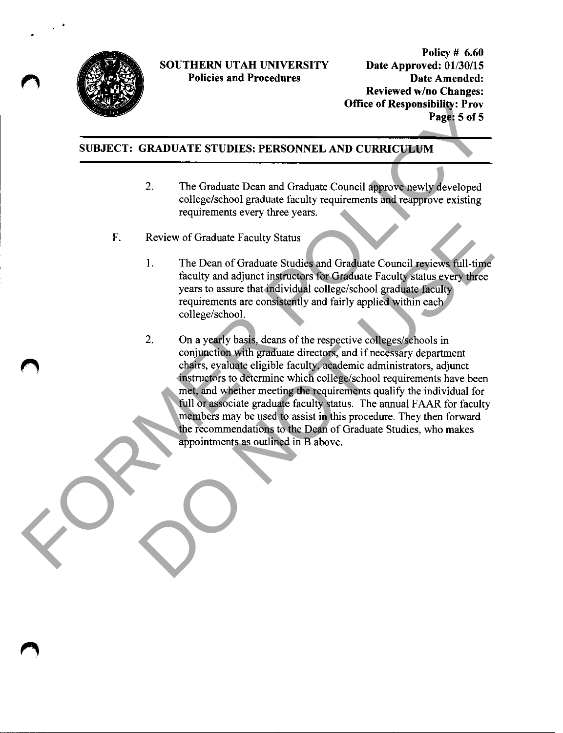SOUTHERN UTAH UNIVERSITY
Policies and Procedures

Policy # 6.60
Date Approved: 01/30/15
Date Amended:
Reviewed w/no Changes:
Office of Responsibility: Prov

## SUBJECT: GRADUATE STUDIES: PERSONNEL AND CURRICULUM

2. The Graduate Dean and Graduate Council approve newly developed college/school graduate faculty requirements and reapprove existing requirements every three years.

F. Review of Graduate Faculty Status

1. The Dean of Graduate Studies and Graduate Council reviews full-time faculty and adjunct instructors for Graduate Faculty status every three years to assure that individual college/school graduate faculty requirements are consistently and fairly applied within each college/school.

2. On a yearly basis, deans of the respective colleges/schools in conjunction with graduate directors, and if necessary department chairs, evaluate eligible faculty, academic administrators, adjunct instructors to determine which college/school requirements have been met, and whether meeting the requirements qualify the individual for full or associate graduate faculty status. The annual FAAR for faculty members may be used to assist in this procedure. They then forward the recommendations to the Dean of Graduate Studies, who makes appointments as outlined in B above.

FORMER POLICY
DO NOT USE